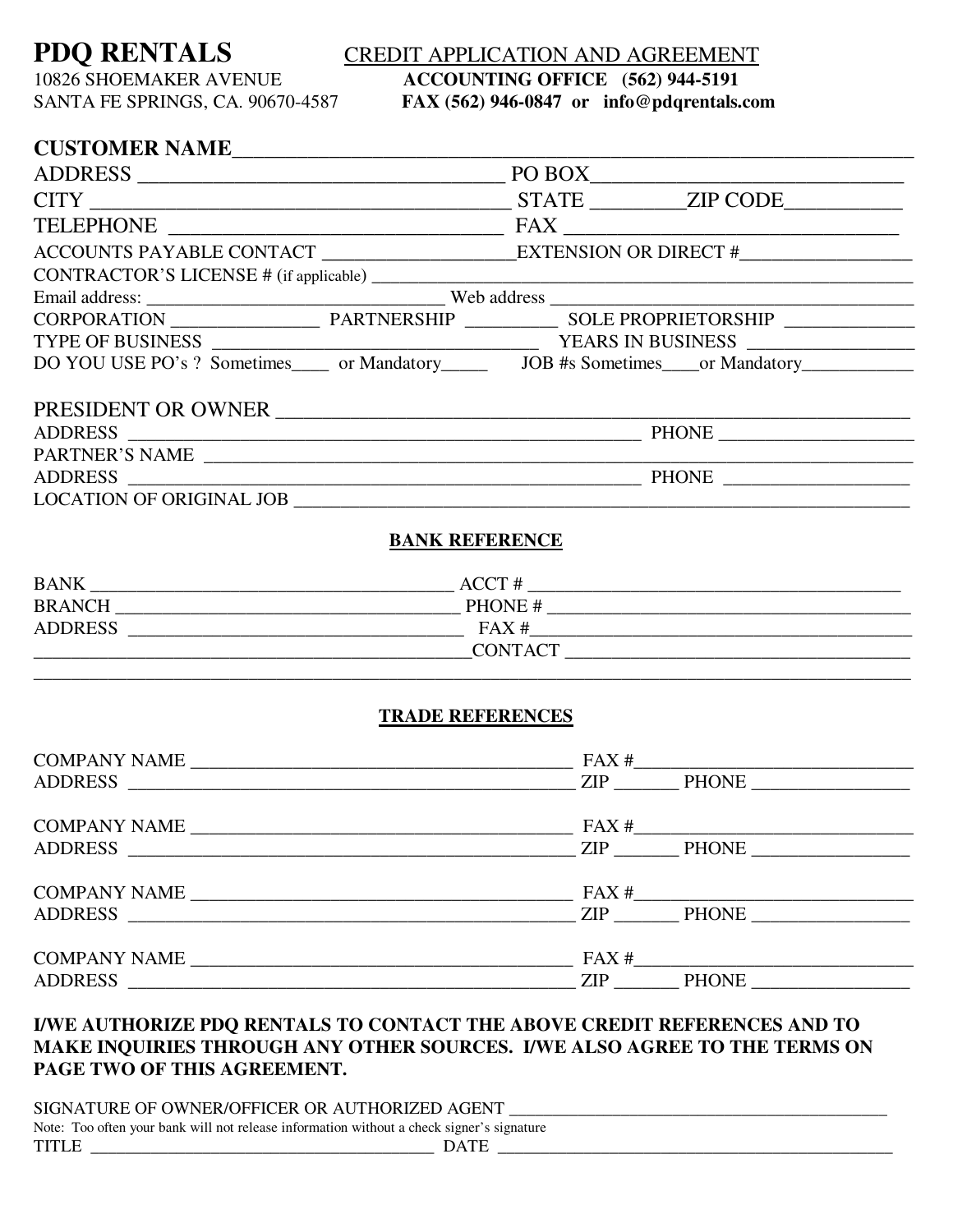# PDQ RENTALS

10826 SHOEMAKER AVENUE
SANTA FE SPRINGS, CA. 90670-4587

CREDIT APPLICATION AND AGREEMENT
**ACCOUNTING OFFICE (562) 944-5191**
**FAX (562) 946-0847 or info@pdqrentals.com**

**CUSTOMER NAME**______________________________________________________________

ADDRESS ___________________________________ PO BOX_____________________________

CITY ________________________________________ STATE ________ZIP CODE__________

TELEPHONE _________________________________ FAX _______________________________

ACCOUNTS PAYABLE CONTACT ___________________EXTENSION OR DIRECT #________________

CONTRACTOR'S LICENSE # (if applicable) ______________________________________________

Email address: _______________________________ Web address ______________________________

CORPORATION _______________ PARTNERSHIP _________ SOLE PROPRIETORSHIP _____________

TYPE OF BUSINESS ______________________________________ YEARS IN BUSINESS _________________

DO YOU USE PO's ? Sometimes____ or Mandatory_____ JOB #s Sometimes____or Mandatory___________

PRESIDENT OR OWNER ___________________________________________________________

ADDRESS _______________________________________________________ PHONE ____________________

PARTNER'S NAME ___________________________________________________________________

ADDRESS _______________________________________________________ PHONE ___________________

LOCATION OF ORIGINAL JOB ______________________________________________________________

## BANK REFERENCE

BANK _______________________________________ ACCT # ______________________________________

BRANCH _____________________________________ PHONE # ______________________________________

ADDRESS ___________________________________ FAX #_________________________________________

_____________________________________________CONTACT _____________________________________

______________________________________________________________________________________

## TRADE REFERENCES

COMPANY NAME _________________________________________ FAX #____________________________
ADDRESS _______________________________________________ ZIP _______ PHONE ________________

COMPANY NAME _________________________________________ FAX #____________________________
ADDRESS _______________________________________________ ZIP _______ PHONE ________________

COMPANY NAME _________________________________________ FAX #____________________________
ADDRESS _______________________________________________ ZIP _______ PHONE ________________

COMPANY NAME _________________________________________ FAX #____________________________
ADDRESS _______________________________________________ ZIP _______ PHONE ________________

**I/WE AUTHORIZE PDQ RENTALS TO CONTACT THE ABOVE CREDIT REFERENCES AND TO MAKE INQUIRIES THROUGH ANY OTHER SOURCES. I/WE ALSO AGREE TO THE TERMS ON PAGE TWO OF THIS AGREEMENT.**

SIGNATURE OF OWNER/OFFICER OR AUTHORIZED AGENT __________________________________________

Note: Too often your bank will not release information without a check signer's signature

TITLE _______________________________________ DATE ______________________________________________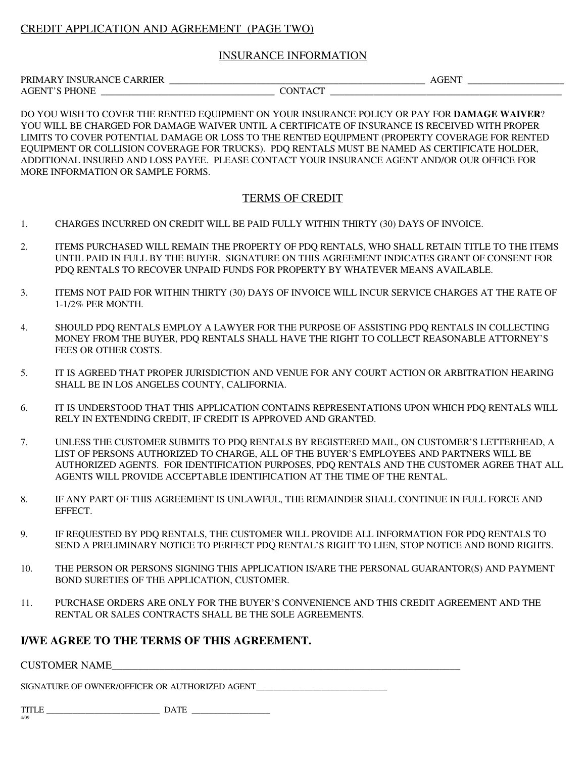## CREDIT APPLICATION AND AGREEMENT (PAGE TWO)

## INSURANCE INFORMATION

PRIMARY INSURANCE CARRIER ______________________________________________________ AGENT ____________________
AGENT'S PHONE ____________________________________ CONTACT __________________________________________________

DO YOU WISH TO COVER THE RENTED EQUIPMENT ON YOUR INSURANCE POLICY OR PAY FOR **DAMAGE WAIVER**? YOU WILL BE CHARGED FOR DAMAGE WAIVER UNTIL A CERTIFICATE OF INSURANCE IS RECEIVED WITH PROPER LIMITS TO COVER POTENTIAL DAMAGE OR LOSS TO THE RENTED EQUIPMENT (PROPERTY COVERAGE FOR RENTED EQUIPMENT OR COLLISION COVERAGE FOR TRUCKS). PDQ RENTALS MUST BE NAMED AS CERTIFICATE HOLDER, ADDITIONAL INSURED AND LOSS PAYEE. PLEASE CONTACT YOUR INSURANCE AGENT AND/OR OUR OFFICE FOR MORE INFORMATION OR SAMPLE FORMS.

## TERMS OF CREDIT

1. CHARGES INCURRED ON CREDIT WILL BE PAID FULLY WITHIN THIRTY (30) DAYS OF INVOICE.
2. ITEMS PURCHASED WILL REMAIN THE PROPERTY OF PDQ RENTALS, WHO SHALL RETAIN TITLE TO THE ITEMS UNTIL PAID IN FULL BY THE BUYER. SIGNATURE ON THIS AGREEMENT INDICATES GRANT OF CONSENT FOR PDQ RENTALS TO RECOVER UNPAID FUNDS FOR PROPERTY BY WHATEVER MEANS AVAILABLE.
3. ITEMS NOT PAID FOR WITHIN THIRTY (30) DAYS OF INVOICE WILL INCUR SERVICE CHARGES AT THE RATE OF 1-1/2% PER MONTH.
4. SHOULD PDQ RENTALS EMPLOY A LAWYER FOR THE PURPOSE OF ASSISTING PDQ RENTALS IN COLLECTING MONEY FROM THE BUYER, PDQ RENTALS SHALL HAVE THE RIGHT TO COLLECT REASONABLE ATTORNEY'S FEES OR OTHER COSTS.
5. IT IS AGREED THAT PROPER JURISDICTION AND VENUE FOR ANY COURT ACTION OR ARBITRATION HEARING SHALL BE IN LOS ANGELES COUNTY, CALIFORNIA.
6. IT IS UNDERSTOOD THAT THIS APPLICATION CONTAINS REPRESENTATIONS UPON WHICH PDQ RENTALS WILL RELY IN EXTENDING CREDIT, IF CREDIT IS APPROVED AND GRANTED.
7. UNLESS THE CUSTOMER SUBMITS TO PDQ RENTALS BY REGISTERED MAIL, ON CUSTOMER'S LETTERHEAD, A LIST OF PERSONS AUTHORIZED TO CHARGE, ALL OF THE BUYER'S EMPLOYEES AND PARTNERS WILL BE AUTHORIZED AGENTS. FOR IDENTIFICATION PURPOSES, PDQ RENTALS AND THE CUSTOMER AGREE THAT ALL AGENTS WILL PROVIDE ACCEPTABLE IDENTIFICATION AT THE TIME OF THE RENTAL.
8. IF ANY PART OF THIS AGREEMENT IS UNLAWFUL, THE REMAINDER SHALL CONTINUE IN FULL FORCE AND EFFECT.
9. IF REQUESTED BY PDQ RENTALS, THE CUSTOMER WILL PROVIDE ALL INFORMATION FOR PDQ RENTALS TO SEND A PRELIMINARY NOTICE TO PERFECT PDQ RENTAL'S RIGHT TO LIEN, STOP NOTICE AND BOND RIGHTS.
10. THE PERSON OR PERSONS SIGNING THIS APPLICATION IS/ARE THE PERSONAL GUARANTOR(S) AND PAYMENT BOND SURETIES OF THE APPLICATION, CUSTOMER.
11. PURCHASE ORDERS ARE ONLY FOR THE BUYER'S CONVENIENCE AND THIS CREDIT AGREEMENT AND THE RENTAL OR SALES CONTRACTS SHALL BE THE SOLE AGREEMENTS.

### I/WE AGREE TO THE TERMS OF THIS AGREEMENT.

CUSTOMER NAME__________________________________________________________________________

SIGNATURE OF OWNER/OFFICER OR AUTHORIZED AGENT_____________________________

TITLE __________________________ DATE __________________

4/09